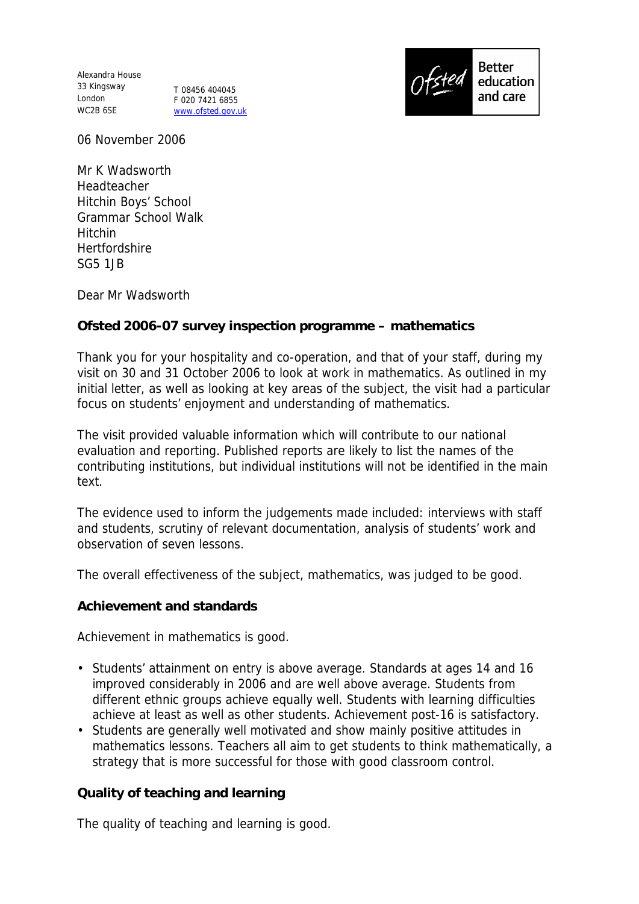Alexandra House
33 Kingsway
London
WC2B 6SE

T 08456 404045
F 020 7421 6855
www.ofsted.gov.uk

Ofsted Better education and care

06 November 2006

Mr K Wadsworth
Headteacher
Hitchin Boys' School
Grammar School Walk
Hitchin
Hertfordshire
SG5 1JB

Dear Mr Wadsworth

**Ofsted 2006-07 survey inspection programme – mathematics**

Thank you for your hospitality and co-operation, and that of your staff, during my visit on 30 and 31 October 2006 to look at work in mathematics. As outlined in my initial letter, as well as looking at key areas of the subject, the visit had a particular focus on students' enjoyment and understanding of mathematics.

The visit provided valuable information which will contribute to our national evaluation and reporting. Published reports are likely to list the names of the contributing institutions, but individual institutions will not be identified in the main text.

The evidence used to inform the judgements made included: interviews with staff and students, scrutiny of relevant documentation, analysis of students' work and observation of seven lessons.

The overall effectiveness of the subject, mathematics, was judged to be good.

**Achievement and standards**

Achievement in mathematics is good.

- Students' attainment on entry is above average. Standards at ages 14 and 16 improved considerably in 2006 and are well above average. Students from different ethnic groups achieve equally well. Students with learning difficulties achieve at least as well as other students. Achievement post-16 is satisfactory.
- Students are generally well motivated and show mainly positive attitudes in mathematics lessons. Teachers all aim to get students to think mathematically, a strategy that is more successful for those with good classroom control.

**Quality of teaching and learning**

The quality of teaching and learning is good.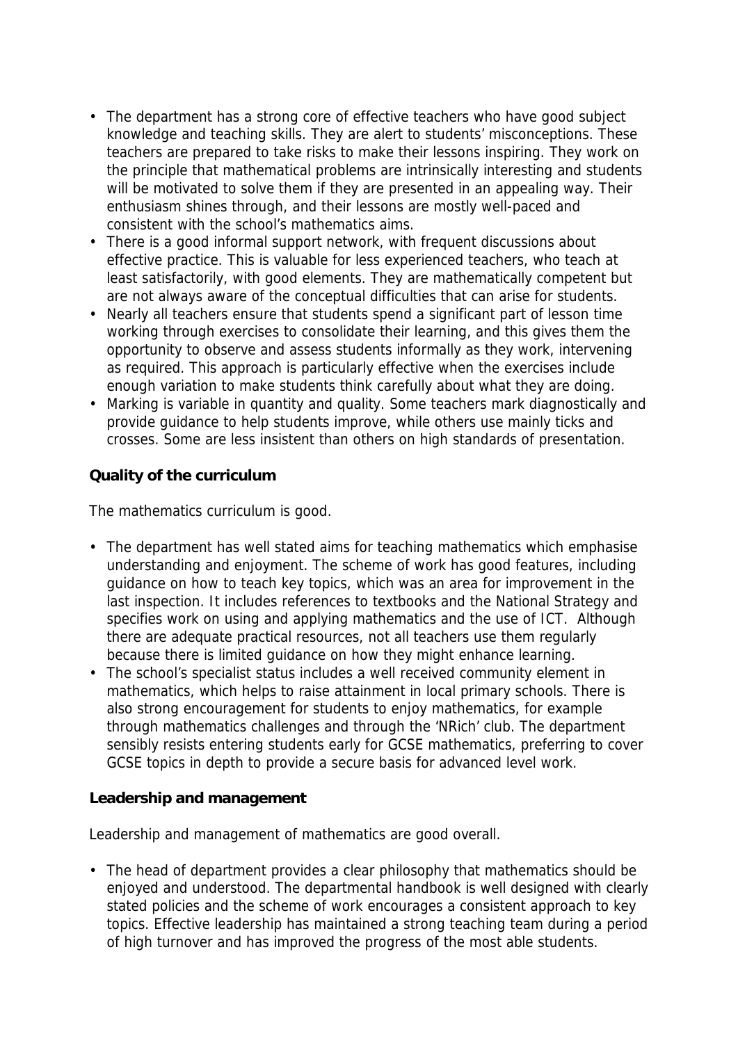- The department has a strong core of effective teachers who have good subject knowledge and teaching skills. They are alert to students' misconceptions. These teachers are prepared to take risks to make their lessons inspiring. They work on the principle that mathematical problems are intrinsically interesting and students will be motivated to solve them if they are presented in an appealing way. Their enthusiasm shines through, and their lessons are mostly well-paced and consistent with the school's mathematics aims.
- There is a good informal support network, with frequent discussions about effective practice. This is valuable for less experienced teachers, who teach at least satisfactorily, with good elements. They are mathematically competent but are not always aware of the conceptual difficulties that can arise for students.
- Nearly all teachers ensure that students spend a significant part of lesson time working through exercises to consolidate their learning, and this gives them the opportunity to observe and assess students informally as they work, intervening as required. This approach is particularly effective when the exercises include enough variation to make students think carefully about what they are doing.
- Marking is variable in quantity and quality. Some teachers mark diagnostically and provide guidance to help students improve, while others use mainly ticks and crosses. Some are less insistent than others on high standards of presentation.

**Quality of the curriculum**

The mathematics curriculum is good.

- The department has well stated aims for teaching mathematics which emphasise understanding and enjoyment. The scheme of work has good features, including guidance on how to teach key topics, which was an area for improvement in the last inspection. It includes references to textbooks and the National Strategy and specifies work on using and applying mathematics and the use of ICT. Although there are adequate practical resources, not all teachers use them regularly because there is limited guidance on how they might enhance learning.
- The school's specialist status includes a well received community element in mathematics, which helps to raise attainment in local primary schools. There is also strong encouragement for students to enjoy mathematics, for example through mathematics challenges and through the 'NRich' club. The department sensibly resists entering students early for GCSE mathematics, preferring to cover GCSE topics in depth to provide a secure basis for advanced level work.

**Leadership and management**

Leadership and management of mathematics are good overall.

- The head of department provides a clear philosophy that mathematics should be enjoyed and understood. The departmental handbook is well designed with clearly stated policies and the scheme of work encourages a consistent approach to key topics. Effective leadership has maintained a strong teaching team during a period of high turnover and has improved the progress of the most able students.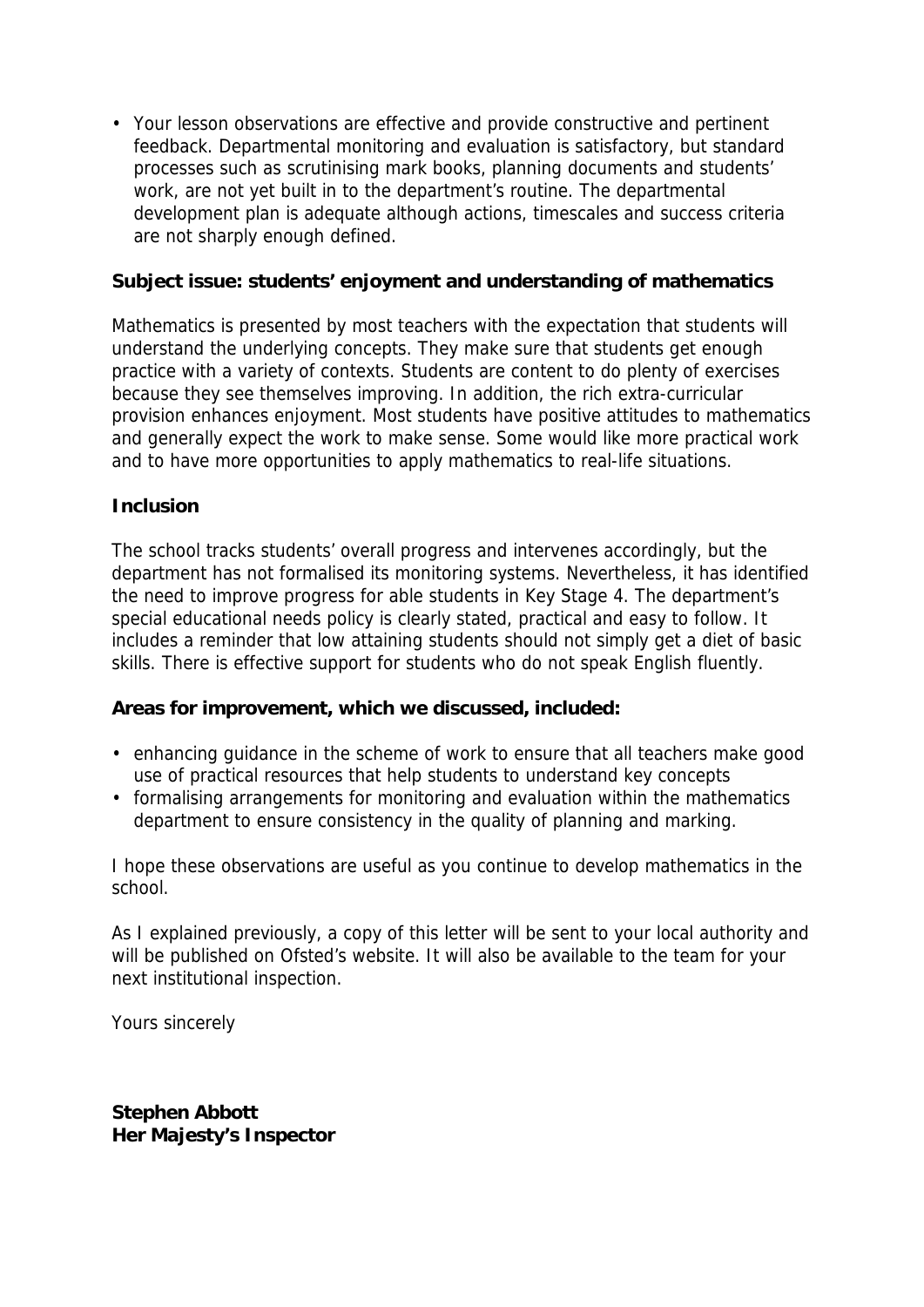- Your lesson observations are effective and provide constructive and pertinent feedback. Departmental monitoring and evaluation is satisfactory, but standard processes such as scrutinising mark books, planning documents and students' work, are not yet built in to the department's routine. The departmental development plan is adequate although actions, timescales and success criteria are not sharply enough defined.

**Subject issue: students' enjoyment and understanding of mathematics**

Mathematics is presented by most teachers with the expectation that students will understand the underlying concepts. They make sure that students get enough practice with a variety of contexts. Students are content to do plenty of exercises because they see themselves improving. In addition, the rich extra-curricular provision enhances enjoyment. Most students have positive attitudes to mathematics and generally expect the work to make sense. Some would like more practical work and to have more opportunities to apply mathematics to real-life situations.

**Inclusion**

The school tracks students' overall progress and intervenes accordingly, but the department has not formalised its monitoring systems. Nevertheless, it has identified the need to improve progress for able students in Key Stage 4. The department's special educational needs policy is clearly stated, practical and easy to follow. It includes a reminder that low attaining students should not simply get a diet of basic skills. There is effective support for students who do not speak English fluently.

**Areas for improvement, which we discussed, included:**

- enhancing guidance in the scheme of work to ensure that all teachers make good use of practical resources that help students to understand key concepts
- formalising arrangements for monitoring and evaluation within the mathematics department to ensure consistency in the quality of planning and marking.

I hope these observations are useful as you continue to develop mathematics in the school.

As I explained previously, a copy of this letter will be sent to your local authority and will be published on Ofsted's website. It will also be available to the team for your next institutional inspection.

Yours sincerely

**Stephen Abbott**
**Her Majesty's Inspector**